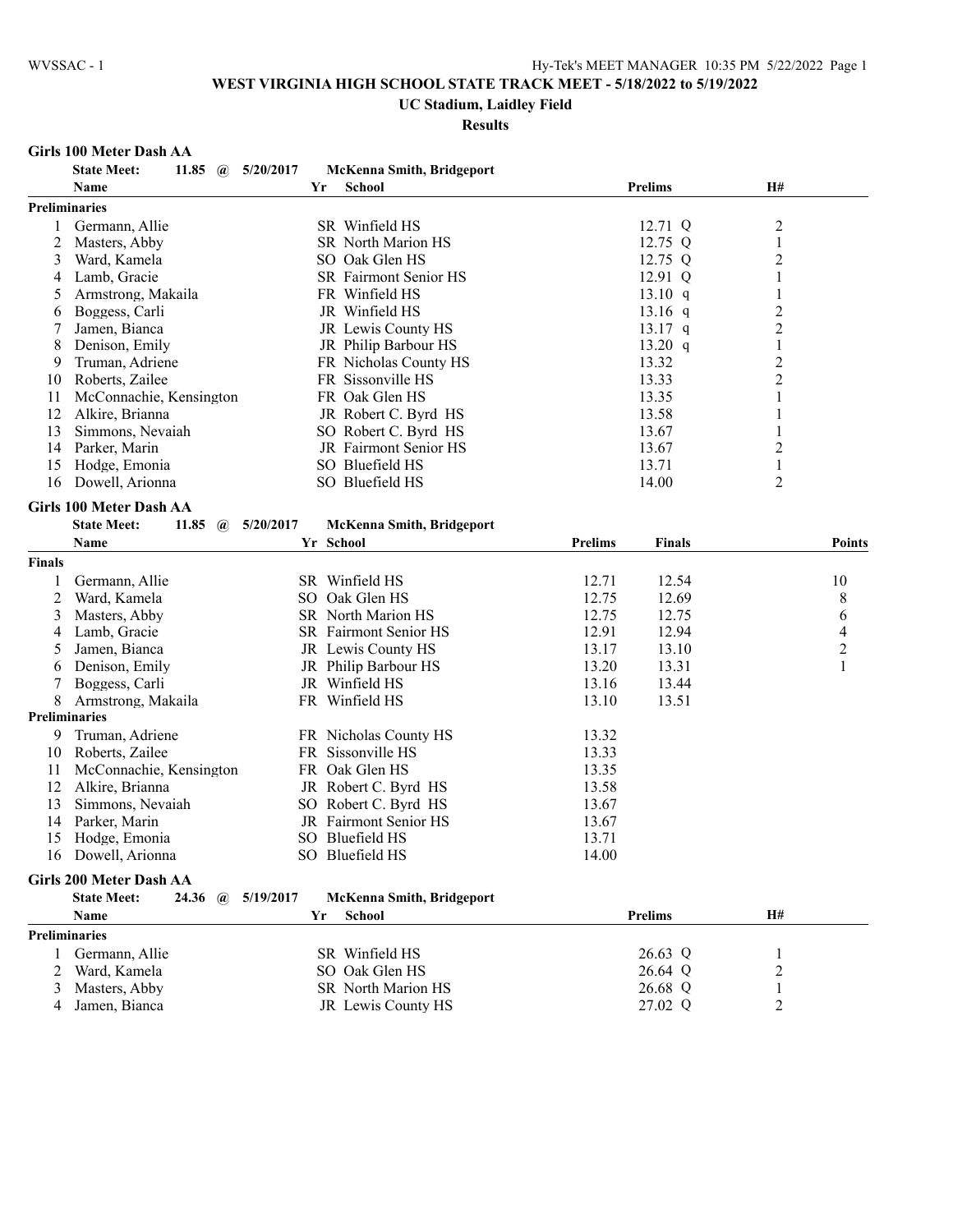# WEST VIRGINIA HIGH SCHOOL STATE TRACK MEET - 5/18/2022 to 5/19/2022

## UC Stadium, Laidley Field

### Results

**Girls 100 Meter Dash AA**

**State Meet: 11.85 @ 5/20/2017 McKenna Smith, Bridgeport**

| | Name | Yr | School | Prelims | H# |
|---|---|---|---|---|---|
| **Preliminaries** | | | | | |
| 1 | Germann, Allie | SR | Winfield HS | 12.71 Q | 2 |
| 2 | Masters, Abby | SR | North Marion HS | 12.75 Q | 1 |
| 3 | Ward, Kamela | SO | Oak Glen HS | 12.75 Q | 2 |
| 4 | Lamb, Gracie | SR | Fairmont Senior HS | 12.91 Q | 1 |
| 5 | Armstrong, Makaila | FR | Winfield HS | 13.10 q | 1 |
| 6 | Boggess, Carli | JR | Winfield HS | 13.16 q | 2 |
| 7 | Jamen, Bianca | JR | Lewis County HS | 13.17 q | 2 |
| 8 | Denison, Emily | JR | Philip Barbour HS | 13.20 q | 1 |
| 9 | Truman, Adriene | FR | Nicholas County HS | 13.32 | 2 |
| 10 | Roberts, Zailee | FR | Sissonville HS | 13.33 | 2 |
| 11 | McConnachie, Kensington | FR | Oak Glen HS | 13.35 | 1 |
| 12 | Alkire, Brianna | JR | Robert C. Byrd HS | 13.58 | 1 |
| 13 | Simmons, Nevaiah | SO | Robert C. Byrd HS | 13.67 | 1 |
| 14 | Parker, Marin | JR | Fairmont Senior HS | 13.67 | 2 |
| 15 | Hodge, Emonia | SO | Bluefield HS | 13.71 | 1 |
| 16 | Dowell, Arionna | SO | Bluefield HS | 14.00 | 2 |

**Girls 100 Meter Dash AA**

**State Meet: 11.85 @ 5/20/2017 McKenna Smith, Bridgeport**

| | Name | Yr | School | Prelims | Finals | Points |
|---|---|---|---|---|---|---|
| **Finals** | | | | | | |
| 1 | Germann, Allie | SR | Winfield HS | 12.71 | 12.54 | 10 |
| 2 | Ward, Kamela | SO | Oak Glen HS | 12.75 | 12.69 | 8 |
| 3 | Masters, Abby | SR | North Marion HS | 12.75 | 12.75 | 6 |
| 4 | Lamb, Gracie | SR | Fairmont Senior HS | 12.91 | 12.94 | 4 |
| 5 | Jamen, Bianca | JR | Lewis County HS | 13.17 | 13.10 | 2 |
| 6 | Denison, Emily | JR | Philip Barbour HS | 13.20 | 13.31 | 1 |
| 7 | Boggess, Carli | JR | Winfield HS | 13.16 | 13.44 | |
| 8 | Armstrong, Makaila | FR | Winfield HS | 13.10 | 13.51 | |
| **Preliminaries** | | | | | | |
| 9 | Truman, Adriene | FR | Nicholas County HS | 13.32 | | |
| 10 | Roberts, Zailee | FR | Sissonville HS | 13.33 | | |
| 11 | McConnachie, Kensington | FR | Oak Glen HS | 13.35 | | |
| 12 | Alkire, Brianna | JR | Robert C. Byrd HS | 13.58 | | |
| 13 | Simmons, Nevaiah | SO | Robert C. Byrd HS | 13.67 | | |
| 14 | Parker, Marin | JR | Fairmont Senior HS | 13.67 | | |
| 15 | Hodge, Emonia | SO | Bluefield HS | 13.71 | | |
| 16 | Dowell, Arionna | SO | Bluefield HS | 14.00 | | |

**Girls 200 Meter Dash AA**

**State Meet: 24.36 @ 5/19/2017 McKenna Smith, Bridgeport**

| | Name | Yr | School | Prelims | H# |
|---|---|---|---|---|---|
| **Preliminaries** | | | | | |
| 1 | Germann, Allie | SR | Winfield HS | 26.63 Q | 1 |
| 2 | Ward, Kamela | SO | Oak Glen HS | 26.64 Q | 2 |
| 3 | Masters, Abby | SR | North Marion HS | 26.68 Q | 1 |
| 4 | Jamen, Bianca | JR | Lewis County HS | 27.02 Q | 2 |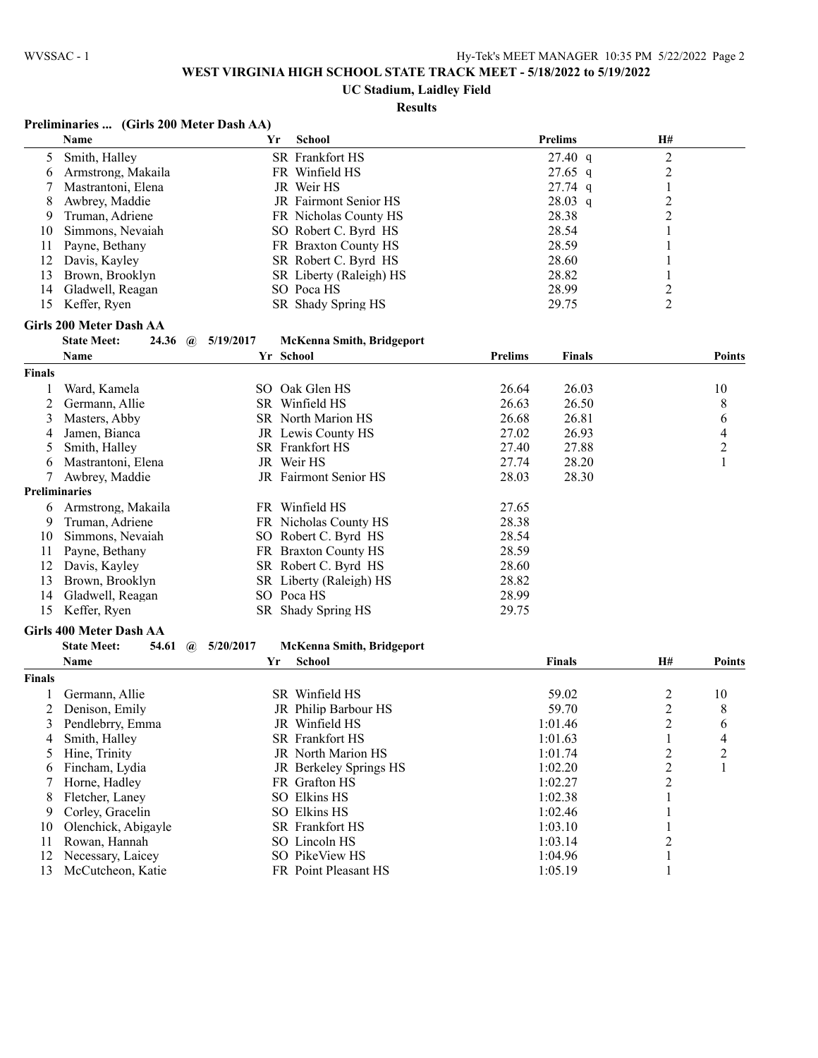## WEST VIRGINIA HIGH SCHOOL STATE TRACK MEET - 5/18/2022 to 5/19/2022

### UC Stadium, Laidley Field

### Results

**Preliminaries ... (Girls 200 Meter Dash AA)**

| | Name | Yr | School | Prelims | | H# |
|---|---|---|---|---|---|---|
| 5 | Smith, Halley | SR | Frankfort HS | 27.40 | q | 2 |
| 6 | Armstrong, Makaila | FR | Winfield HS | 27.65 | q | 2 |
| 7 | Mastrantoni, Elena | JR | Weir HS | 27.74 | q | 1 |
| 8 | Awbrey, Maddie | JR | Fairmont Senior HS | 28.03 | q | 2 |
| 9 | Truman, Adriene | FR | Nicholas County HS | 28.38 | | 2 |
| 10 | Simmons, Nevaiah | SO | Robert C. Byrd HS | 28.54 | | 1 |
| 11 | Payne, Bethany | FR | Braxton County HS | 28.59 | | 1 |
| 12 | Davis, Kayley | SR | Robert C. Byrd HS | 28.60 | | 1 |
| 13 | Brown, Brooklyn | SR | Liberty (Raleigh) HS | 28.82 | | 1 |
| 14 | Gladwell, Reagan | SO | Poca HS | 28.99 | | 2 |
| 15 | Keffer, Ryen | SR | Shady Spring HS | 29.75 | | 2 |

**Girls 200 Meter Dash AA**

State Meet: 24.36 @ 5/19/2017 McKenna Smith, Bridgeport

| | Name | Yr | School | Prelims | Finals | Points |
|---|---|---|---|---|---|---|
| **Finals** | | | | | | |
| 1 | Ward, Kamela | SO | Oak Glen HS | 26.64 | 26.03 | 10 |
| 2 | Germann, Allie | SR | Winfield HS | 26.63 | 26.50 | 8 |
| 3 | Masters, Abby | SR | North Marion HS | 26.68 | 26.81 | 6 |
| 4 | Jamen, Bianca | JR | Lewis County HS | 27.02 | 26.93 | 4 |
| 5 | Smith, Halley | SR | Frankfort HS | 27.40 | 27.88 | 2 |
| 6 | Mastrantoni, Elena | JR | Weir HS | 27.74 | 28.20 | 1 |
| 7 | Awbrey, Maddie | JR | Fairmont Senior HS | 28.03 | 28.30 | |
| **Preliminaries** | | | | | | |
| 6 | Armstrong, Makaila | FR | Winfield HS | 27.65 | | |
| 9 | Truman, Adriene | FR | Nicholas County HS | 28.38 | | |
| 10 | Simmons, Nevaiah | SO | Robert C. Byrd HS | 28.54 | | |
| 11 | Payne, Bethany | FR | Braxton County HS | 28.59 | | |
| 12 | Davis, Kayley | SR | Robert C. Byrd HS | 28.60 | | |
| 13 | Brown, Brooklyn | SR | Liberty (Raleigh) HS | 28.82 | | |
| 14 | Gladwell, Reagan | SO | Poca HS | 28.99 | | |
| 15 | Keffer, Ryen | SR | Shady Spring HS | 29.75 | | |

**Girls 400 Meter Dash AA**

State Meet: 54.61 @ 5/20/2017 McKenna Smith, Bridgeport

| | Name | Yr | School | Finals | H# | Points |
|---|---|---|---|---|---|---|
| **Finals** | | | | | | |
| 1 | Germann, Allie | SR | Winfield HS | 59.02 | 2 | 10 |
| 2 | Denison, Emily | JR | Philip Barbour HS | 59.70 | 2 | 8 |
| 3 | Pendlebrry, Emma | JR | Winfield HS | 1:01.46 | 2 | 6 |
| 4 | Smith, Halley | SR | Frankfort HS | 1:01.63 | 1 | 4 |
| 5 | Hine, Trinity | JR | North Marion HS | 1:01.74 | 2 | 2 |
| 6 | Fincham, Lydia | JR | Berkeley Springs HS | 1:02.20 | 2 | 1 |
| 7 | Horne, Hadley | FR | Grafton HS | 1:02.27 | 2 | |
| 8 | Fletcher, Laney | SO | Elkins HS | 1:02.38 | 1 | |
| 9 | Corley, Gracelin | SO | Elkins HS | 1:02.46 | 1 | |
| 10 | Olenchick, Abigayle | SR | Frankfort HS | 1:03.10 | 1 | |
| 11 | Rowan, Hannah | SO | Lincoln HS | 1:03.14 | 2 | |
| 12 | Necessary, Laicey | SO | PikeView HS | 1:04.96 | 1 | |
| 13 | McCutcheon, Katie | FR | Point Pleasant HS | 1:05.19 | 1 | |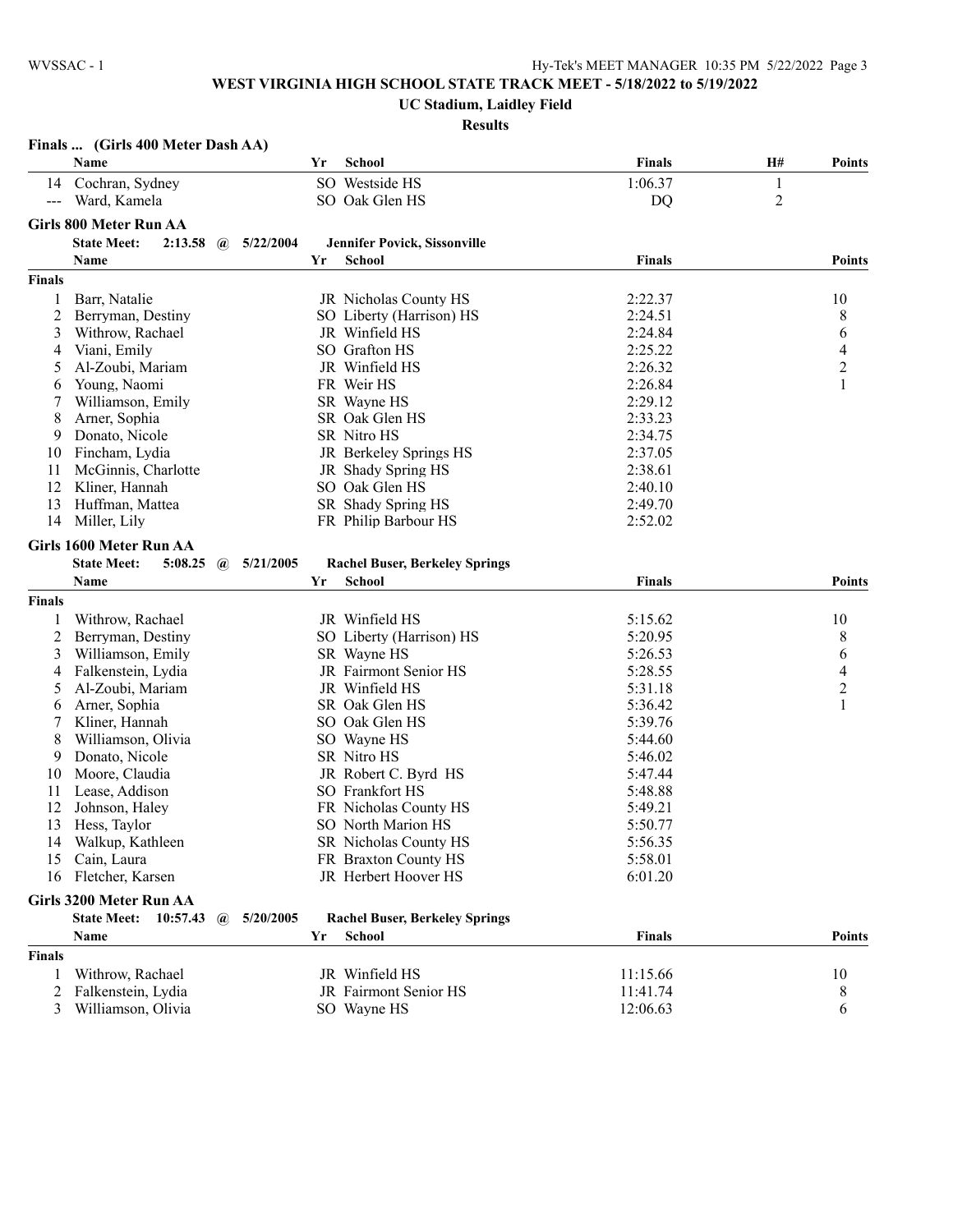WEST VIRGINIA HIGH SCHOOL STATE TRACK MEET - 5/18/2022 to 5/19/2022

UC Stadium, Laidley Field

Results

### Finals ... (Girls 400 Meter Dash AA)

| | Name | Yr | School | Finals | H# | Points |
|---|---|---|---|---|---|---|
| 14 | Cochran, Sydney | SO | Westside HS | 1:06.37 | 1 | |
| --- | Ward, Kamela | SO | Oak Glen HS | DQ | 2 | |

### Girls 800 Meter Run AA

State Meet: 2:13.58 @ 5/22/2004 Jennifer Povick, Sissonville

| | Name | Yr | School | Finals | Points |
|---|---|---|---|---|---|
| **Finals** | | | | | |
| 1 | Barr, Natalie | JR | Nicholas County HS | 2:22.37 | 10 |
| 2 | Berryman, Destiny | SO | Liberty (Harrison) HS | 2:24.51 | 8 |
| 3 | Withrow, Rachael | JR | Winfield HS | 2:24.84 | 6 |
| 4 | Viani, Emily | SO | Grafton HS | 2:25.22 | 4 |
| 5 | Al-Zoubi, Mariam | JR | Winfield HS | 2:26.32 | 2 |
| 6 | Young, Naomi | FR | Weir HS | 2:26.84 | 1 |
| 7 | Williamson, Emily | SR | Wayne HS | 2:29.12 | |
| 8 | Arner, Sophia | SR | Oak Glen HS | 2:33.23 | |
| 9 | Donato, Nicole | SR | Nitro HS | 2:34.75 | |
| 10 | Fincham, Lydia | JR | Berkeley Springs HS | 2:37.05 | |
| 11 | McGinnis, Charlotte | JR | Shady Spring HS | 2:38.61 | |
| 12 | Kliner, Hannah | SO | Oak Glen HS | 2:40.10 | |
| 13 | Huffman, Mattea | SR | Shady Spring HS | 2:49.70 | |
| 14 | Miller, Lily | FR | Philip Barbour HS | 2:52.02 | |

### Girls 1600 Meter Run AA

State Meet: 5:08.25 @ 5/21/2005 Rachel Buser, Berkeley Springs

| | Name | Yr | School | Finals | Points |
|---|---|---|---|---|---|
| **Finals** | | | | | |
| 1 | Withrow, Rachael | JR | Winfield HS | 5:15.62 | 10 |
| 2 | Berryman, Destiny | SO | Liberty (Harrison) HS | 5:20.95 | 8 |
| 3 | Williamson, Emily | SR | Wayne HS | 5:26.53 | 6 |
| 4 | Falkenstein, Lydia | JR | Fairmont Senior HS | 5:28.55 | 4 |
| 5 | Al-Zoubi, Mariam | JR | Winfield HS | 5:31.18 | 2 |
| 6 | Arner, Sophia | SR | Oak Glen HS | 5:36.42 | 1 |
| 7 | Kliner, Hannah | SO | Oak Glen HS | 5:39.76 | |
| 8 | Williamson, Olivia | SO | Wayne HS | 5:44.60 | |
| 9 | Donato, Nicole | SR | Nitro HS | 5:46.02 | |
| 10 | Moore, Claudia | JR | Robert C. Byrd HS | 5:47.44 | |
| 11 | Lease, Addison | SO | Frankfort HS | 5:48.88 | |
| 12 | Johnson, Haley | FR | Nicholas County HS | 5:49.21 | |
| 13 | Hess, Taylor | SO | North Marion HS | 5:50.77 | |
| 14 | Walkup, Kathleen | SR | Nicholas County HS | 5:56.35 | |
| 15 | Cain, Laura | FR | Braxton County HS | 5:58.01 | |
| 16 | Fletcher, Karsen | JR | Herbert Hoover HS | 6:01.20 | |

### Girls 3200 Meter Run AA

State Meet: 10:57.43 @ 5/20/2005 Rachel Buser, Berkeley Springs

| | Name | Yr | School | Finals | Points |
|---|---|---|---|---|---|
| **Finals** | | | | | |
| 1 | Withrow, Rachael | JR | Winfield HS | 11:15.66 | 10 |
| 2 | Falkenstein, Lydia | JR | Fairmont Senior HS | 11:41.74 | 8 |
| 3 | Williamson, Olivia | SO | Wayne HS | 12:06.63 | 6 |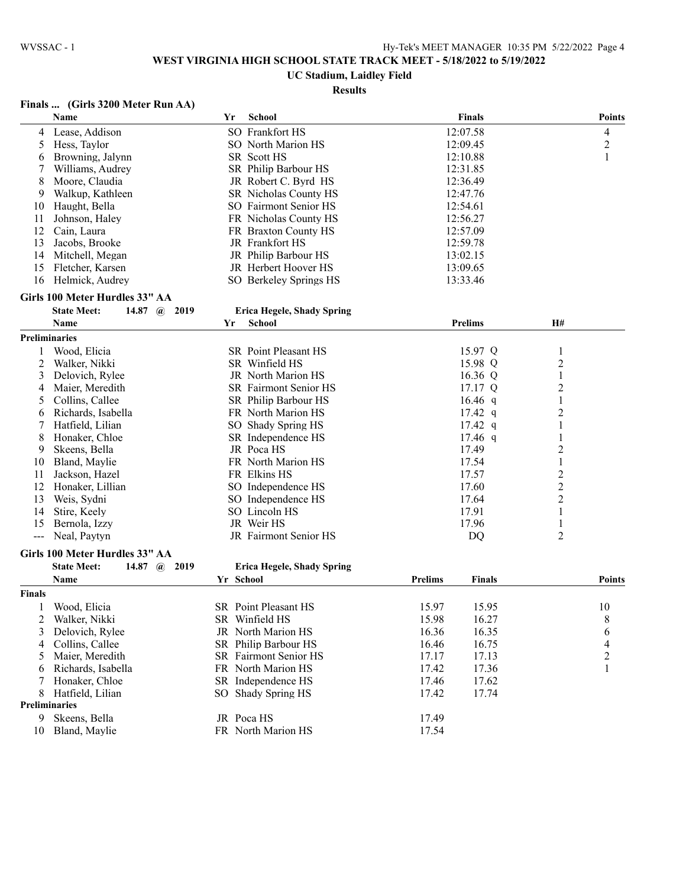# WEST VIRGINIA HIGH SCHOOL STATE TRACK MEET - 5/18/2022 to 5/19/2022

## UC Stadium, Laidley Field

### Results

**Finals ... (Girls 3200 Meter Run AA)**

| | Name | Yr | School | Finals | Points |
|---|---|---|---|---|---|
| 4 | Lease, Addison | SO | Frankfort HS | 12:07.58 | 4 |
| 5 | Hess, Taylor | SO | North Marion HS | 12:09.45 | 2 |
| 6 | Browning, Jalynn | SR | Scott HS | 12:10.88 | 1 |
| 7 | Williams, Audrey | SR | Philip Barbour HS | 12:31.85 | |
| 8 | Moore, Claudia | JR | Robert C. Byrd HS | 12:36.49 | |
| 9 | Walkup, Kathleen | SR | Nicholas County HS | 12:47.76 | |
| 10 | Haught, Bella | SO | Fairmont Senior HS | 12:54.61 | |
| 11 | Johnson, Haley | FR | Nicholas County HS | 12:56.27 | |
| 12 | Cain, Laura | FR | Braxton County HS | 12:57.09 | |
| 13 | Jacobs, Brooke | JR | Frankfort HS | 12:59.78 | |
| 14 | Mitchell, Megan | JR | Philip Barbour HS | 13:02.15 | |
| 15 | Fletcher, Karsen | JR | Herbert Hoover HS | 13:09.65 | |
| 16 | Helmick, Audrey | SO | Berkeley Springs HS | 13:33.46 | |

**Girls 100 Meter Hurdles 33" AA**

State Meet: 14.87 @ 2019 Erica Hegele, Shady Spring

| | Name | Yr | School | Prelims | H# |
|---|---|---|---|---|---|
| **Preliminaries** | | | | | |
| 1 | Wood, Elicia | SR | Point Pleasant HS | 15.97 Q | 1 |
| 2 | Walker, Nikki | SR | Winfield HS | 15.98 Q | 2 |
| 3 | Delovich, Rylee | JR | North Marion HS | 16.36 Q | 1 |
| 4 | Maier, Meredith | SR | Fairmont Senior HS | 17.17 Q | 2 |
| 5 | Collins, Callee | SR | Philip Barbour HS | 16.46 q | 1 |
| 6 | Richards, Isabella | FR | North Marion HS | 17.42 q | 2 |
| 7 | Hatfield, Lilian | SO | Shady Spring HS | 17.42 q | 1 |
| 8 | Honaker, Chloe | SR | Independence HS | 17.46 q | 1 |
| 9 | Skeens, Bella | JR | Poca HS | 17.49 | 2 |
| 10 | Bland, Maylie | FR | North Marion HS | 17.54 | 1 |
| 11 | Jackson, Hazel | FR | Elkins HS | 17.57 | 2 |
| 12 | Honaker, Lillian | SO | Independence HS | 17.60 | 2 |
| 13 | Weis, Sydni | SO | Independence HS | 17.64 | 2 |
| 14 | Stire, Keely | SO | Lincoln HS | 17.91 | 1 |
| 15 | Bernola, Izzy | JR | Weir HS | 17.96 | 1 |
| --- | Neal, Paytyn | JR | Fairmont Senior HS | DQ | 2 |

**Girls 100 Meter Hurdles 33" AA**

State Meet: 14.87 @ 2019 Erica Hegele, Shady Spring

| | Name | Yr | School | Prelims | Finals | Points |
|---|---|---|---|---|---|---|
| **Finals** | | | | | | |
| 1 | Wood, Elicia | SR | Point Pleasant HS | 15.97 | 15.95 | 10 |
| 2 | Walker, Nikki | SR | Winfield HS | 15.98 | 16.27 | 8 |
| 3 | Delovich, Rylee | JR | North Marion HS | 16.36 | 16.35 | 6 |
| 4 | Collins, Callee | SR | Philip Barbour HS | 16.46 | 16.75 | 4 |
| 5 | Maier, Meredith | SR | Fairmont Senior HS | 17.17 | 17.13 | 2 |
| 6 | Richards, Isabella | FR | North Marion HS | 17.42 | 17.36 | 1 |
| 7 | Honaker, Chloe | SR | Independence HS | 17.46 | 17.62 | |
| 8 | Hatfield, Lilian | SO | Shady Spring HS | 17.42 | 17.74 | |
| **Preliminaries** | | | | | | |
| 9 | Skeens, Bella | JR | Poca HS | 17.49 | | |
| 10 | Bland, Maylie | FR | North Marion HS | 17.54 | | |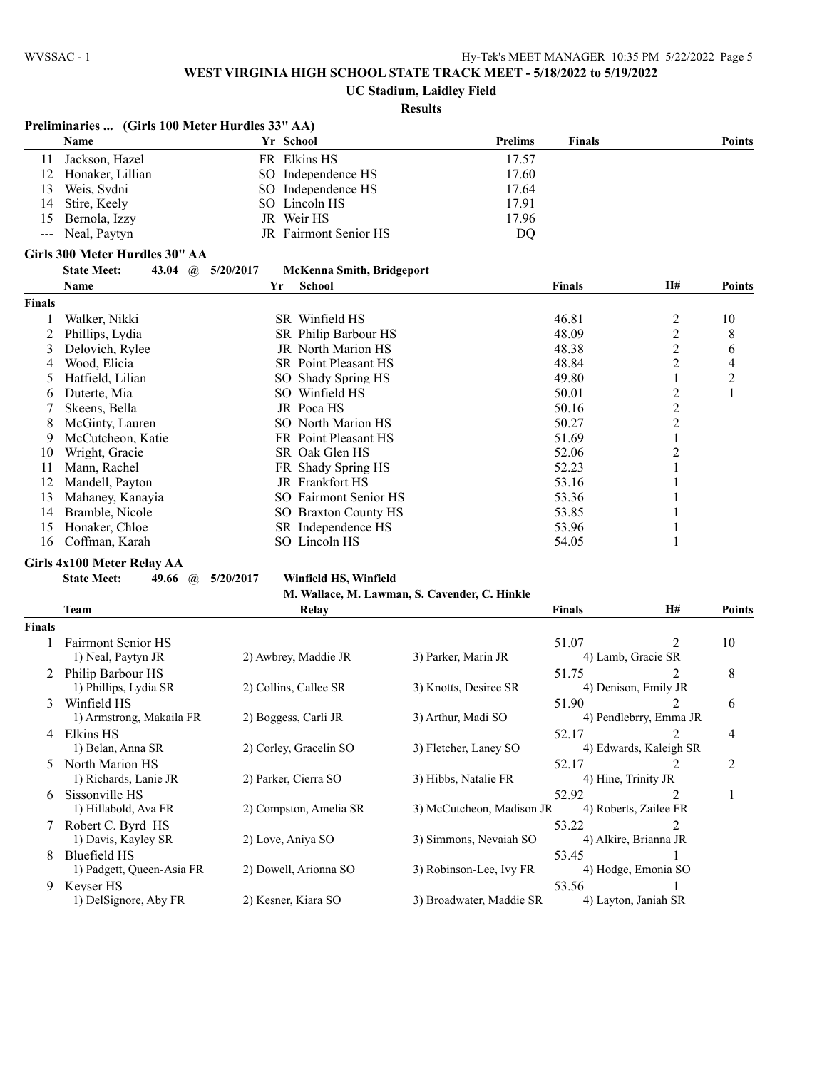# WEST VIRGINIA HIGH SCHOOL STATE TRACK MEET - 5/18/2022 to 5/19/2022

## UC Stadium, Laidley Field

### Results

**Preliminaries ... (Girls 100 Meter Hurdles 33" AA)**

| | Name | Yr | School | Prelims | Finals | Points |
|---|---|---|---|---|---|---|
| 11 | Jackson, Hazel | FR | Elkins HS | 17.57 | | |
| 12 | Honaker, Lillian | SO | Independence HS | 17.60 | | |
| 13 | Weis, Sydni | SO | Independence HS | 17.64 | | |
| 14 | Stire, Keely | SO | Lincoln HS | 17.91 | | |
| 15 | Bernola, Izzy | JR | Weir HS | 17.96 | | |
| --- | Neal, Paytyn | JR | Fairmont Senior HS | DQ | | |

**Girls 300 Meter Hurdles 30" AA**

State Meet: 43.04 @ 5/20/2017 McKenna Smith, Bridgeport

| | Name | Yr | School | Finals | H# | Points |
|---|---|---|---|---|---|---|
| **Finals** | | | | | | |
| 1 | Walker, Nikki | SR | Winfield HS | 46.81 | 2 | 10 |
| 2 | Phillips, Lydia | SR | Philip Barbour HS | 48.09 | 2 | 8 |
| 3 | Delovich, Rylee | JR | North Marion HS | 48.38 | 2 | 6 |
| 4 | Wood, Elicia | SR | Point Pleasant HS | 48.84 | 2 | 4 |
| 5 | Hatfield, Lilian | SO | Shady Spring HS | 49.80 | 1 | 2 |
| 6 | Duterte, Mia | SO | Winfield HS | 50.01 | 2 | 1 |
| 7 | Skeens, Bella | JR | Poca HS | 50.16 | 2 | |
| 8 | McGinty, Lauren | SO | North Marion HS | 50.27 | 2 | |
| 9 | McCutcheon, Katie | FR | Point Pleasant HS | 51.69 | 1 | |
| 10 | Wright, Gracie | SR | Oak Glen HS | 52.06 | 2 | |
| 11 | Mann, Rachel | FR | Shady Spring HS | 52.23 | 1 | |
| 12 | Mandell, Payton | JR | Frankfort HS | 53.16 | 1 | |
| 13 | Mahaney, Kanayia | SO | Fairmont Senior HS | 53.36 | 1 | |
| 14 | Bramble, Nicole | SO | Braxton County HS | 53.85 | 1 | |
| 15 | Honaker, Chloe | SR | Independence HS | 53.96 | 1 | |
| 16 | Coffman, Karah | SO | Lincoln HS | 54.05 | 1 | |

**Girls 4x100 Meter Relay AA**

State Meet: 49.66 @ 5/20/2017 Winfield HS, Winfield
M. Wallace, M. Lawman, S. Cavender, C. Hinkle

| | Team | Relay | | Finals | H# | Points |
|---|---|---|---|---|---|---|
| **Finals** | | | | | | |
| 1 | Fairmont Senior HS | | | 51.07 | 2 | 10 |
| | 1) Neal, Paytyn JR | 2) Awbrey, Maddie JR | 3) Parker, Marin JR | 4) Lamb, Gracie SR | | |
| 2 | Philip Barbour HS | | | 51.75 | 2 | 8 |
| | 1) Phillips, Lydia SR | 2) Collins, Callee SR | 3) Knotts, Desiree SR | 4) Denison, Emily JR | | |
| 3 | Winfield HS | | | 51.90 | 2 | 6 |
| | 1) Armstrong, Makaila FR | 2) Boggess, Carli JR | 3) Arthur, Madi SO | 4) Pendlebrry, Emma JR | | |
| 4 | Elkins HS | | | 52.17 | 2 | 4 |
| | 1) Belan, Anna SR | 2) Corley, Gracelin SO | 3) Fletcher, Laney SO | 4) Edwards, Kaleigh SR | | |
| 5 | North Marion HS | | | 52.17 | 2 | 2 |
| | 1) Richards, Lanie JR | 2) Parker, Cierra SO | 3) Hibbs, Natalie FR | 4) Hine, Trinity JR | | |
| 6 | Sissonville HS | | | 52.92 | 2 | 1 |
| | 1) Hillabold, Ava FR | 2) Compston, Amelia SR | 3) McCutcheon, Madison JR | 4) Roberts, Zailee FR | | |
| 7 | Robert C. Byrd HS | | | 53.22 | 2 | |
| | 1) Davis, Kayley SR | 2) Love, Aniya SO | 3) Simmons, Nevaiah SO | 4) Alkire, Brianna JR | | |
| 8 | Bluefield HS | | | 53.45 | 1 | |
| | 1) Padgett, Queen-Asia FR | 2) Dowell, Arionna SO | 3) Robinson-Lee, Ivy FR | 4) Hodge, Emonia SO | | |
| 9 | Keyser HS | | | 53.56 | 1 | |
| | 1) DelSignore, Aby FR | 2) Kesner, Kiara SO | 3) Broadwater, Maddie SR | 4) Layton, Janiah SR | | |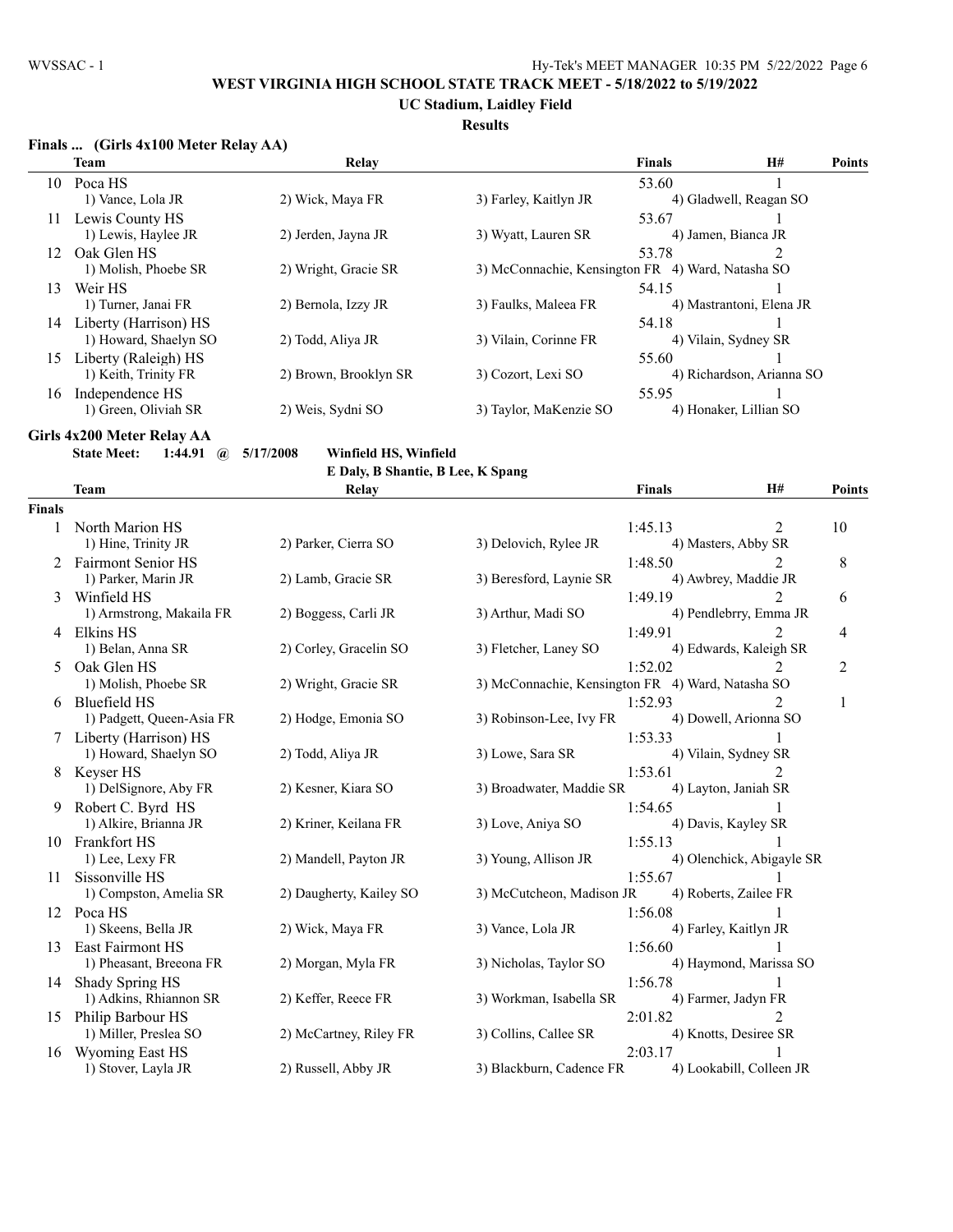# WEST VIRGINIA HIGH SCHOOL STATE TRACK MEET - 5/18/2022 to 5/19/2022

## UC Stadium, Laidley Field

### Results

**Finals ... (Girls 4x100 Meter Relay AA)**

| | Team | Relay | | Finals | H# | Points |
|---|---|---|---|---|---|---|
| 10 | Poca HS | | | 53.60 | 1 | |
| | 1) Vance, Lola JR | 2) Wick, Maya FR | 3) Farley, Kaitlyn JR | 4) Gladwell, Reagan SO | | |
| 11 | Lewis County HS | | | 53.67 | 1 | |
| | 1) Lewis, Haylee JR | 2) Jerden, Jayna JR | 3) Wyatt, Lauren SR | 4) Jamen, Bianca JR | | |
| 12 | Oak Glen HS | | | 53.78 | 2 | |
| | 1) Molish, Phoebe SR | 2) Wright, Gracie SR | 3) McConnachie, Kensington FR | 4) Ward, Natasha SO | | |
| 13 | Weir HS | | | 54.15 | 1 | |
| | 1) Turner, Janai FR | 2) Bernola, Izzy JR | 3) Faulks, Maleea FR | 4) Mastrantoni, Elena JR | | |
| 14 | Liberty (Harrison) HS | | | 54.18 | 1 | |
| | 1) Howard, Shaelyn SO | 2) Todd, Aliya JR | 3) Vilain, Corinne FR | 4) Vilain, Sydney SR | | |
| 15 | Liberty (Raleigh) HS | | | 55.60 | 1 | |
| | 1) Keith, Trinity FR | 2) Brown, Brooklyn SR | 3) Cozort, Lexi SO | 4) Richardson, Arianna SO | | |
| 16 | Independence HS | | | 55.95 | 1 | |
| | 1) Green, Oliviah SR | 2) Weis, Sydni SO | 3) Taylor, MaKenzie SO | 4) Honaker, Lillian SO | | |

**Girls 4x200 Meter Relay AA**

**State Meet: 1:44.91 @ 5/17/2008 Winfield HS, Winfield**
E Daly, B Shantie, B Lee, K Spang

| | Team | Relay | | Finals | H# | Points |
|---|---|---|---|---|---|---|
| **Finals** | | | | | | |
| 1 | North Marion HS | | | 1:45.13 | 2 | 10 |
| | 1) Hine, Trinity JR | 2) Parker, Cierra SO | 3) Delovich, Rylee JR | 4) Masters, Abby SR | | |
| 2 | Fairmont Senior HS | | | 1:48.50 | 2 | 8 |
| | 1) Parker, Marin JR | 2) Lamb, Gracie SR | 3) Beresford, Laynie SR | 4) Awbrey, Maddie JR | | |
| 3 | Winfield HS | | | 1:49.19 | 2 | 6 |
| | 1) Armstrong, Makaila FR | 2) Boggess, Carli JR | 3) Arthur, Madi SO | 4) Pendlebrry, Emma JR | | |
| 4 | Elkins HS | | | 1:49.91 | 2 | 4 |
| | 1) Belan, Anna SR | 2) Corley, Gracelin SO | 3) Fletcher, Laney SO | 4) Edwards, Kaleigh SR | | |
| 5 | Oak Glen HS | | | 1:52.02 | 2 | 2 |
| | 1) Molish, Phoebe SR | 2) Wright, Gracie SR | 3) McConnachie, Kensington FR | 4) Ward, Natasha SO | | |
| 6 | Bluefield HS | | | 1:52.93 | 2 | 1 |
| | 1) Padgett, Queen-Asia FR | 2) Hodge, Emonia SO | 3) Robinson-Lee, Ivy FR | 4) Dowell, Arionna SO | | |
| 7 | Liberty (Harrison) HS | | | 1:53.33 | 1 | |
| | 1) Howard, Shaelyn SO | 2) Todd, Aliya JR | 3) Lowe, Sara SR | 4) Vilain, Sydney SR | | |
| 8 | Keyser HS | | | 1:53.61 | 2 | |
| | 1) DelSignore, Aby FR | 2) Kesner, Kiara SO | 3) Broadwater, Maddie SR | 4) Layton, Janiah SR | | |
| 9 | Robert C. Byrd HS | | | 1:54.65 | 1 | |
| | 1) Alkire, Brianna JR | 2) Kriner, Keilana FR | 3) Love, Aniya SO | 4) Davis, Kayley SR | | |
| 10 | Frankfort HS | | | 1:55.13 | 1 | |
| | 1) Lee, Lexy FR | 2) Mandell, Payton JR | 3) Young, Allison JR | 4) Olenchick, Abigayle SR | | |
| 11 | Sissonville HS | | | 1:55.67 | 1 | |
| | 1) Compston, Amelia SR | 2) Daugherty, Kailey SO | 3) McCutcheon, Madison JR | 4) Roberts, Zailee FR | | |
| 12 | Poca HS | | | 1:56.08 | 1 | |
| | 1) Skeens, Bella JR | 2) Wick, Maya FR | 3) Vance, Lola JR | 4) Farley, Kaitlyn JR | | |
| 13 | East Fairmont HS | | | 1:56.60 | 1 | |
| | 1) Pheasant, Breeona FR | 2) Morgan, Myla FR | 3) Nicholas, Taylor SO | 4) Haymond, Marissa SO | | |
| 14 | Shady Spring HS | | | 1:56.78 | 1 | |
| | 1) Adkins, Rhiannon SR | 2) Keffer, Reece FR | 3) Workman, Isabella SR | 4) Farmer, Jadyn FR | | |
| 15 | Philip Barbour HS | | | 2:01.82 | 2 | |
| | 1) Miller, Preslea SO | 2) McCartney, Riley FR | 3) Collins, Callee SR | 4) Knotts, Desiree SR | | |
| 16 | Wyoming East HS | | | 2:03.17 | 1 | |
| | 1) Stover, Layla JR | 2) Russell, Abby JR | 3) Blackburn, Cadence FR | 4) Lookabill, Colleen JR | | |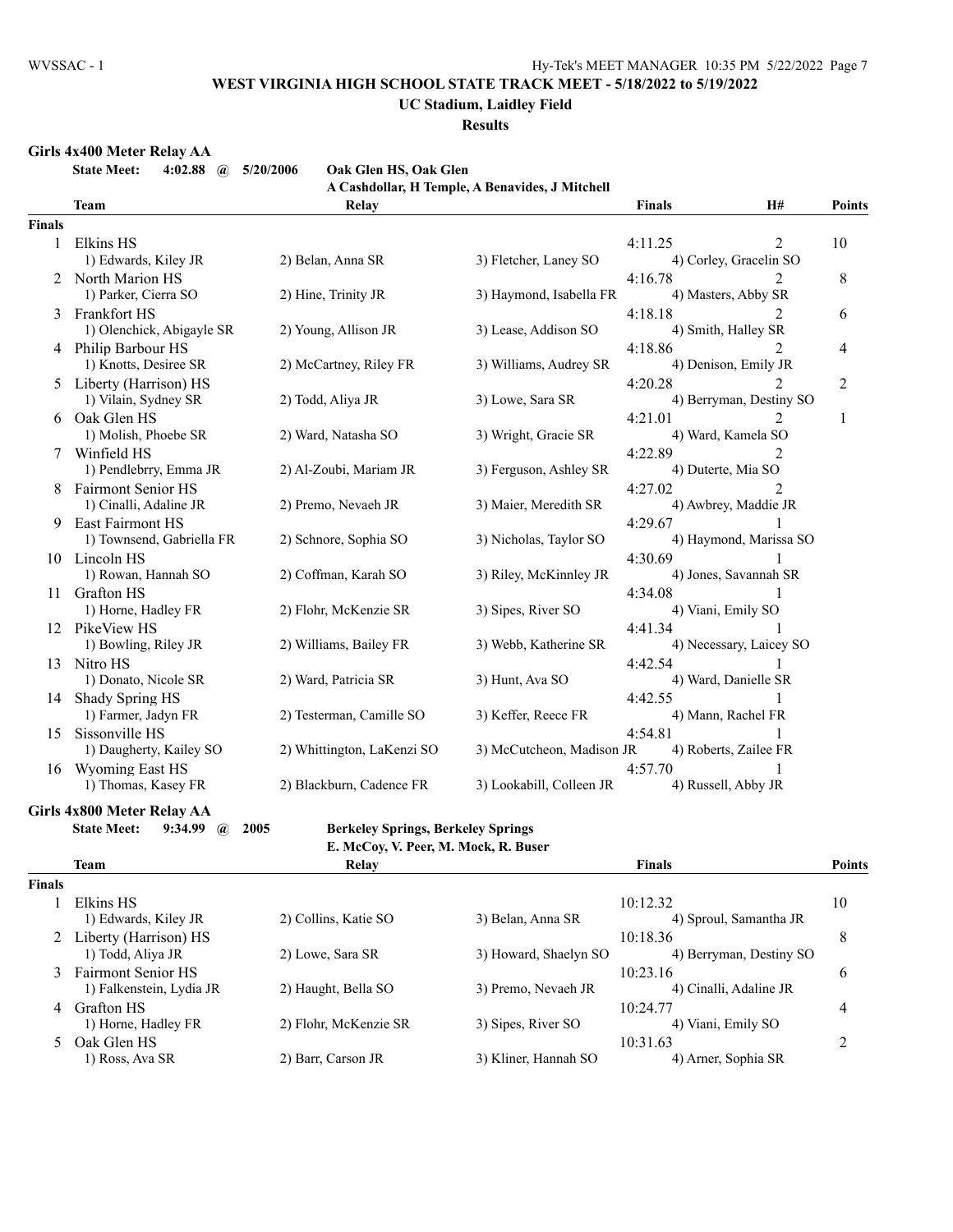# WEST VIRGINIA HIGH SCHOOL STATE TRACK MEET - 5/18/2022 to 5/19/2022

## UC Stadium, Laidley Field

### Results

**Girls 4x400 Meter Relay AA**

**State Meet: 4:02.88 @ 5/20/2006 Oak Glen HS, Oak Glen**
**A Cashdollar, H Temple, A Benavides, J Mitchell**

| | Team | Relay | | Finals | H# | Points |
|---|---|---|---|---|---|---|
| **Finals** | | | | | | |
| 1 | Elkins HS | | | 4:11.25 | 2 | 10 |
| | 1) Edwards, Kiley JR | 2) Belan, Anna SR | 3) Fletcher, Laney SO | 4) Corley, Gracelin SO | | |
| 2 | North Marion HS | | | 4:16.78 | 2 | 8 |
| | 1) Parker, Cierra SO | 2) Hine, Trinity JR | 3) Haymond, Isabella FR | 4) Masters, Abby SR | | |
| 3 | Frankfort HS | | | 4:18.18 | 2 | 6 |
| | 1) Olenchick, Abigayle SR | 2) Young, Allison JR | 3) Lease, Addison SO | 4) Smith, Halley SR | | |
| 4 | Philip Barbour HS | | | 4:18.86 | 2 | 4 |
| | 1) Knotts, Desiree SR | 2) McCartney, Riley FR | 3) Williams, Audrey SR | 4) Denison, Emily JR | | |
| 5 | Liberty (Harrison) HS | | | 4:20.28 | 2 | 2 |
| | 1) Vilain, Sydney SR | 2) Todd, Aliya JR | 3) Lowe, Sara SR | 4) Berryman, Destiny SO | | |
| 6 | Oak Glen HS | | | 4:21.01 | 2 | 1 |
| | 1) Molish, Phoebe SR | 2) Ward, Natasha SO | 3) Wright, Gracie SR | 4) Ward, Kamela SO | | |
| 7 | Winfield HS | | | 4:22.89 | 2 | |
| | 1) Pendlebrry, Emma JR | 2) Al-Zoubi, Mariam JR | 3) Ferguson, Ashley SR | 4) Duterte, Mia SO | | |
| 8 | Fairmont Senior HS | | | 4:27.02 | 2 | |
| | 1) Cinalli, Adaline JR | 2) Premo, Nevaeh JR | 3) Maier, Meredith SR | 4) Awbrey, Maddie JR | | |
| 9 | East Fairmont HS | | | 4:29.67 | 1 | |
| | 1) Townsend, Gabriella FR | 2) Schnore, Sophia SO | 3) Nicholas, Taylor SO | 4) Haymond, Marissa SO | | |
| 10 | Lincoln HS | | | 4:30.69 | 1 | |
| | 1) Rowan, Hannah SO | 2) Coffman, Karah SO | 3) Riley, McKinnley JR | 4) Jones, Savannah SR | | |
| 11 | Grafton HS | | | 4:34.08 | 1 | |
| | 1) Horne, Hadley FR | 2) Flohr, McKenzie SR | 3) Sipes, River SO | 4) Viani, Emily SO | | |
| 12 | PikeView HS | | | 4:41.34 | 1 | |
| | 1) Bowling, Riley JR | 2) Williams, Bailey FR | 3) Webb, Katherine SR | 4) Necessary, Laicey SO | | |
| 13 | Nitro HS | | | 4:42.54 | 1 | |
| | 1) Donato, Nicole SR | 2) Ward, Patricia SR | 3) Hunt, Ava SO | 4) Ward, Danielle SR | | |
| 14 | Shady Spring HS | | | 4:42.55 | 1 | |
| | 1) Farmer, Jadyn FR | 2) Testerman, Camille SO | 3) Keffer, Reece FR | 4) Mann, Rachel FR | | |
| 15 | Sissonville HS | | | 4:54.81 | 1 | |
| | 1) Daugherty, Kailey SO | 2) Whittington, LaKenzi SO | 3) McCutcheon, Madison JR | 4) Roberts, Zailee FR | | |
| 16 | Wyoming East HS | | | 4:57.70 | 1 | |
| | 1) Thomas, Kasey FR | 2) Blackburn, Cadence FR | 3) Lookabill, Colleen JR | 4) Russell, Abby JR | | |

**Girls 4x800 Meter Relay AA**

**State Meet: 9:34.99 @ 2005 Berkeley Springs, Berkeley Springs**
**E. McCoy, V. Peer, M. Mock, R. Buser**

| | Team | Relay | | Finals | Points |
|---|---|---|---|---|---|
| **Finals** | | | | | |
| 1 | Elkins HS | | | 10:12.32 | 10 |
| | 1) Edwards, Kiley JR | 2) Collins, Katie SO | 3) Belan, Anna SR | 4) Sproul, Samantha JR | |
| 2 | Liberty (Harrison) HS | | | 10:18.36 | 8 |
| | 1) Todd, Aliya JR | 2) Lowe, Sara SR | 3) Howard, Shaelyn SO | 4) Berryman, Destiny SO | |
| 3 | Fairmont Senior HS | | | 10:23.16 | 6 |
| | 1) Falkenstein, Lydia JR | 2) Haught, Bella SO | 3) Premo, Nevaeh JR | 4) Cinalli, Adaline JR | |
| 4 | Grafton HS | | | 10:24.77 | 4 |
| | 1) Horne, Hadley FR | 2) Flohr, McKenzie SR | 3) Sipes, River SO | 4) Viani, Emily SO | |
| 5 | Oak Glen HS | | | 10:31.63 | 2 |
| | 1) Ross, Ava SR | 2) Barr, Carson JR | 3) Kliner, Hannah SO | 4) Arner, Sophia SR | |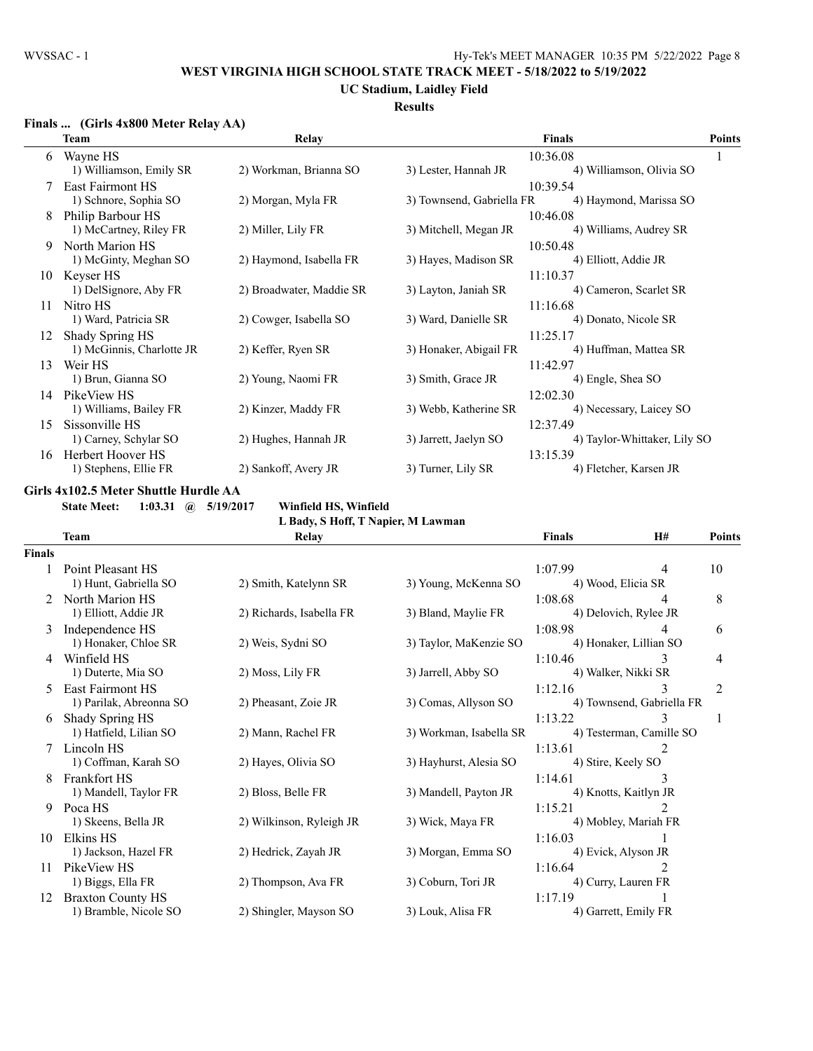# WEST VIRGINIA HIGH SCHOOL STATE TRACK MEET - 5/18/2022 to 5/19/2022

## UC Stadium, Laidley Field

### Results

**Finals ... (Girls 4x800 Meter Relay AA)**

| | Team | Relay | | Finals | Points |
|---|---|---|---|---|---|
| 6 | Wayne HS | | | 10:36.08 | 1 |
| | 1) Williamson, Emily SR | 2) Workman, Brianna SO | 3) Lester, Hannah JR | 4) Williamson, Olivia SO | |
| 7 | East Fairmont HS | | | 10:39.54 | |
| | 1) Schnore, Sophia SO | 2) Morgan, Myla FR | 3) Townsend, Gabriella FR | 4) Haymond, Marissa SO | |
| 8 | Philip Barbour HS | | | 10:46.08 | |
| | 1) McCartney, Riley FR | 2) Miller, Lily FR | 3) Mitchell, Megan JR | 4) Williams, Audrey SR | |
| 9 | North Marion HS | | | 10:50.48 | |
| | 1) McGinty, Meghan SO | 2) Haymond, Isabella FR | 3) Hayes, Madison SR | 4) Elliott, Addie JR | |
| 10 | Keyser HS | | | 11:10.37 | |
| | 1) DelSignore, Aby FR | 2) Broadwater, Maddie SR | 3) Layton, Janiah SR | 4) Cameron, Scarlet SR | |
| 11 | Nitro HS | | | 11:16.68 | |
| | 1) Ward, Patricia SR | 2) Cowger, Isabella SO | 3) Ward, Danielle SR | 4) Donato, Nicole SR | |
| 12 | Shady Spring HS | | | 11:25.17 | |
| | 1) McGinnis, Charlotte JR | 2) Keffer, Ryen SR | 3) Honaker, Abigail FR | 4) Huffman, Mattea SR | |
| 13 | Weir HS | | | 11:42.97 | |
| | 1) Brun, Gianna SO | 2) Young, Naomi FR | 3) Smith, Grace JR | 4) Engle, Shea SO | |
| 14 | PikeView HS | | | 12:02.30 | |
| | 1) Williams, Bailey FR | 2) Kinzer, Maddy FR | 3) Webb, Katherine SR | 4) Necessary, Laicey SO | |
| 15 | Sissonville HS | | | 12:37.49 | |
| | 1) Carney, Schylar SO | 2) Hughes, Hannah JR | 3) Jarrett, Jaelyn SO | 4) Taylor-Whittaker, Lily SO | |
| 16 | Herbert Hoover HS | | | 13:15.39 | |
| | 1) Stephens, Ellie FR | 2) Sankoff, Avery JR | 3) Turner, Lily SR | 4) Fletcher, Karsen JR | |

**Girls 4x102.5 Meter Shuttle Hurdle AA**

**State Meet: 1:03.31 @ 5/19/2017 Winfield HS, Winfield**
**L Bady, S Hoff, T Napier, M Lawman**

| | Team | Relay | | Finals | H# | Points |
|---|---|---|---|---|---|---|
| **Finals** | | | | | | |
| 1 | Point Pleasant HS | | | 1:07.99 | 4 | 10 |
| | 1) Hunt, Gabriella SO | 2) Smith, Katelynn SR | 3) Young, McKenna SO | 4) Wood, Elicia SR | | |
| 2 | North Marion HS | | | 1:08.68 | 4 | 8 |
| | 1) Elliott, Addie JR | 2) Richards, Isabella FR | 3) Bland, Maylie FR | 4) Delovich, Rylee JR | | |
| 3 | Independence HS | | | 1:08.98 | 4 | 6 |
| | 1) Honaker, Chloe SR | 2) Weis, Sydni SO | 3) Taylor, MaKenzie SO | 4) Honaker, Lillian SO | | |
| 4 | Winfield HS | | | 1:10.46 | 3 | 4 |
| | 1) Duterte, Mia SO | 2) Moss, Lily FR | 3) Jarrell, Abby SO | 4) Walker, Nikki SR | | |
| 5 | East Fairmont HS | | | 1:12.16 | 3 | 2 |
| | 1) Parilak, Abreonna SO | 2) Pheasant, Zoie JR | 3) Comas, Allyson SO | 4) Townsend, Gabriella FR | | |
| 6 | Shady Spring HS | | | 1:13.22 | 3 | 1 |
| | 1) Hatfield, Lilian SO | 2) Mann, Rachel FR | 3) Workman, Isabella SR | 4) Testerman, Camille SO | | |
| 7 | Lincoln HS | | | 1:13.61 | 2 | |
| | 1) Coffman, Karah SO | 2) Hayes, Olivia SO | 3) Hayhurst, Alesia SO | 4) Stire, Keely SO | | |
| 8 | Frankfort HS | | | 1:14.61 | 3 | |
| | 1) Mandell, Taylor FR | 2) Bloss, Belle FR | 3) Mandell, Payton JR | 4) Knotts, Kaitlyn JR | | |
| 9 | Poca HS | | | 1:15.21 | 2 | |
| | 1) Skeens, Bella JR | 2) Wilkinson, Ryleigh JR | 3) Wick, Maya FR | 4) Mobley, Mariah FR | | |
| 10 | Elkins HS | | | 1:16.03 | 1 | |
| | 1) Jackson, Hazel FR | 2) Hedrick, Zayah JR | 3) Morgan, Emma SO | 4) Evick, Alyson JR | | |
| 11 | PikeView HS | | | 1:16.64 | 2 | |
| | 1) Biggs, Ella FR | 2) Thompson, Ava FR | 3) Coburn, Tori JR | 4) Curry, Lauren FR | | |
| 12 | Braxton County HS | | | 1:17.19 | 1 | |
| | 1) Bramble, Nicole SO | 2) Shingler, Mayson SO | 3) Louk, Alisa FR | 4) Garrett, Emily FR | | |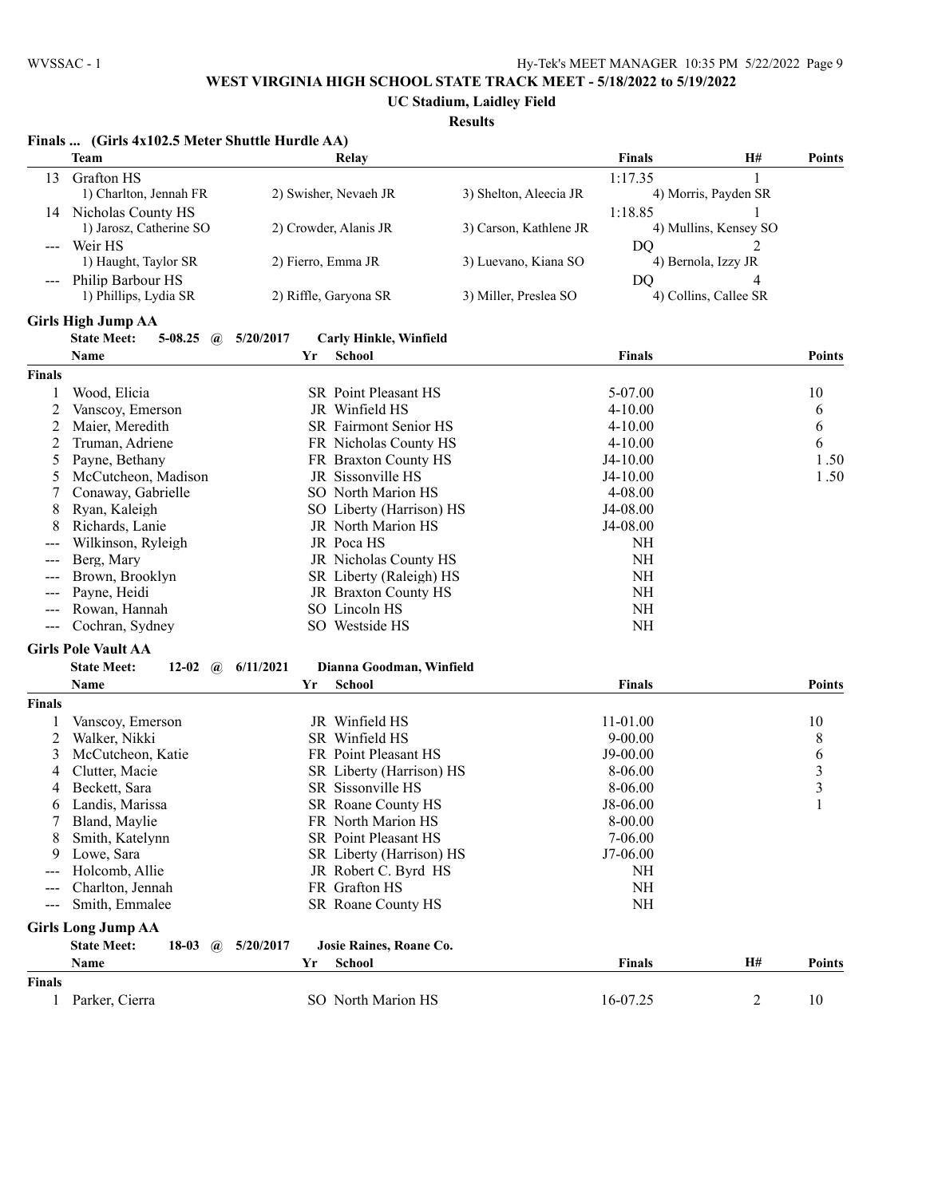## WEST VIRGINIA HIGH SCHOOL STATE TRACK MEET - 5/18/2022 to 5/19/2022

### UC Stadium, Laidley Field

**Results**

### Finals ... (Girls 4x102.5 Meter Shuttle Hurdle AA)

| | Team | Relay | | Finals | H# | Points |
|---|---|---|---|---|---|---|
| 13 | Grafton HS | | | 1:17.35 | 1 | |
| | 1) Charlton, Jennah FR | 2) Swisher, Nevaeh JR | 3) Shelton, Aleecia JR | 4) Morris, Payden SR | | |
| 14 | Nicholas County HS | | | 1:18.85 | 1 | |
| | 1) Jarosz, Catherine SO | 2) Crowder, Alanis JR | 3) Carson, Kathlene JR | 4) Mullins, Kensey SO | | |
| --- | Weir HS | | | DQ | 2 | |
| | 1) Haught, Taylor SR | 2) Fierro, Emma JR | 3) Luevano, Kiana SO | 4) Bernola, Izzy JR | | |
| --- | Philip Barbour HS | | | DQ | 4 | |
| | 1) Phillips, Lydia SR | 2) Riffle, Garyona SR | 3) Miller, Preslea SO | 4) Collins, Callee SR | | |

### Girls High Jump AA

**State Meet:** 5-08.25 @ 5/20/2017 Carly Hinkle, Winfield

| | Name | Yr | School | Finals | Points |
|---|---|---|---|---|---|
| **Finals** | | | | | |
| 1 | Wood, Elicia | SR | Point Pleasant HS | 5-07.00 | 10 |
| 2 | Vanscoy, Emerson | JR | Winfield HS | 4-10.00 | 6 |
| 2 | Maier, Meredith | SR | Fairmont Senior HS | 4-10.00 | 6 |
| 2 | Truman, Adriene | FR | Nicholas County HS | 4-10.00 | 6 |
| 5 | Payne, Bethany | FR | Braxton County HS | J4-10.00 | 1.50 |
| 5 | McCutcheon, Madison | JR | Sissonville HS | J4-10.00 | 1.50 |
| 7 | Conaway, Gabrielle | SO | North Marion HS | 4-08.00 | |
| 8 | Ryan, Kaleigh | SO | Liberty (Harrison) HS | J4-08.00 | |
| 8 | Richards, Lanie | JR | North Marion HS | J4-08.00 | |
| --- | Wilkinson, Ryleigh | JR | Poca HS | NH | |
| --- | Berg, Mary | JR | Nicholas County HS | NH | |
| --- | Brown, Brooklyn | SR | Liberty (Raleigh) HS | NH | |
| --- | Payne, Heidi | JR | Braxton County HS | NH | |
| --- | Rowan, Hannah | SO | Lincoln HS | NH | |
| --- | Cochran, Sydney | SO | Westside HS | NH | |

### Girls Pole Vault AA

**State Meet:** 12-02 @ 6/11/2021 Dianna Goodman, Winfield

| | Name | Yr | School | Finals | Points |
|---|---|---|---|---|---|
| **Finals** | | | | | |
| 1 | Vanscoy, Emerson | JR | Winfield HS | 11-01.00 | 10 |
| 2 | Walker, Nikki | SR | Winfield HS | 9-00.00 | 8 |
| 3 | McCutcheon, Katie | FR | Point Pleasant HS | J9-00.00 | 6 |
| 4 | Clutter, Macie | SR | Liberty (Harrison) HS | 8-06.00 | 3 |
| 4 | Beckett, Sara | SR | Sissonville HS | 8-06.00 | 3 |
| 6 | Landis, Marissa | SR | Roane County HS | J8-06.00 | 1 |
| 7 | Bland, Maylie | FR | North Marion HS | 8-00.00 | |
| 8 | Smith, Katelynn | SR | Point Pleasant HS | 7-06.00 | |
| 9 | Lowe, Sara | SR | Liberty (Harrison) HS | J7-06.00 | |
| --- | Holcomb, Allie | JR | Robert C. Byrd HS | NH | |
| --- | Charlton, Jennah | FR | Grafton HS | NH | |
| --- | Smith, Emmalee | SR | Roane County HS | NH | |

### Girls Long Jump AA

**State Meet:** 18-03 @ 5/20/2017 Josie Raines, Roane Co.

| | Name | Yr | School | Finals | H# | Points |
|---|---|---|---|---|---|---|
| **Finals** | | | | | | |
| 1 | Parker, Cierra | SO | North Marion HS | 16-07.25 | 2 | 10 |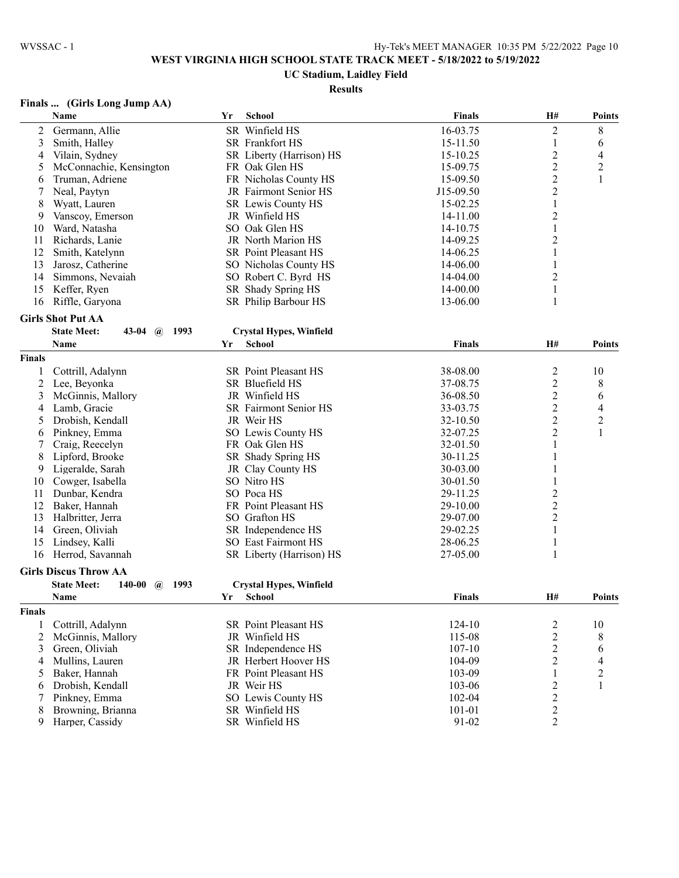# WEST VIRGINIA HIGH SCHOOL STATE TRACK MEET - 5/18/2022 to 5/19/2022

## UC Stadium, Laidley Field

### Results

**Finals ... (Girls Long Jump AA)**

| | Name | Yr | School | Finals | H# | Points |
|---|---|---|---|---|---|---|
| 2 | Germann, Allie | SR | Winfield HS | 16-03.75 | 2 | 8 |
| 3 | Smith, Halley | SR | Frankfort HS | 15-11.50 | 1 | 6 |
| 4 | Vilain, Sydney | SR | Liberty (Harrison) HS | 15-10.25 | 2 | 4 |
| 5 | McConnachie, Kensington | FR | Oak Glen HS | 15-09.75 | 2 | 2 |
| 6 | Truman, Adriene | FR | Nicholas County HS | 15-09.50 | 2 | 1 |
| 7 | Neal, Paytyn | JR | Fairmont Senior HS | J15-09.50 | 2 | |
| 8 | Wyatt, Lauren | SR | Lewis County HS | 15-02.25 | 1 | |
| 9 | Vanscoy, Emerson | JR | Winfield HS | 14-11.00 | 2 | |
| 10 | Ward, Natasha | SO | Oak Glen HS | 14-10.75 | 1 | |
| 11 | Richards, Lanie | JR | North Marion HS | 14-09.25 | 2 | |
| 12 | Smith, Katelynn | SR | Point Pleasant HS | 14-06.25 | 1 | |
| 13 | Jarosz, Catherine | SO | Nicholas County HS | 14-06.00 | 1 | |
| 14 | Simmons, Nevaiah | SO | Robert C. Byrd HS | 14-04.00 | 2 | |
| 15 | Keffer, Ryen | SR | Shady Spring HS | 14-00.00 | 1 | |
| 16 | Riffle, Garyona | SR | Philip Barbour HS | 13-06.00 | 1 | |

**Girls Shot Put AA**

State Meet: 43-04 @ 1993 Crystal Hypes, Winfield

| | Name | Yr | School | Finals | H# | Points |
|---|---|---|---|---|---|---|
| **Finals** | | | | | | |
| 1 | Cottrill, Adalynn | SR | Point Pleasant HS | 38-08.00 | 2 | 10 |
| 2 | Lee, Beyonka | SR | Bluefield HS | 37-08.75 | 2 | 8 |
| 3 | McGinnis, Mallory | JR | Winfield HS | 36-08.50 | 2 | 6 |
| 4 | Lamb, Gracie | SR | Fairmont Senior HS | 33-03.75 | 2 | 4 |
| 5 | Drobish, Kendall | JR | Weir HS | 32-10.50 | 2 | 2 |
| 6 | Pinkney, Emma | SO | Lewis County HS | 32-07.25 | 2 | 1 |
| 7 | Craig, Reecelyn | FR | Oak Glen HS | 32-01.50 | 1 | |
| 8 | Lipford, Brooke | SR | Shady Spring HS | 30-11.25 | 1 | |
| 9 | Ligeralde, Sarah | JR | Clay County HS | 30-03.00 | 1 | |
| 10 | Cowger, Isabella | SO | Nitro HS | 30-01.50 | 1 | |
| 11 | Dunbar, Kendra | SO | Poca HS | 29-11.25 | 2 | |
| 12 | Baker, Hannah | FR | Point Pleasant HS | 29-10.00 | 2 | |
| 13 | Halbritter, Jerra | SO | Grafton HS | 29-07.00 | 2 | |
| 14 | Green, Oliviah | SR | Independence HS | 29-02.25 | 1 | |
| 15 | Lindsey, Kalli | SO | East Fairmont HS | 28-06.25 | 1 | |
| 16 | Herrod, Savannah | SR | Liberty (Harrison) HS | 27-05.00 | 1 | |

**Girls Discus Throw AA**

State Meet: 140-00 @ 1993 Crystal Hypes, Winfield

| | Name | Yr | School | Finals | H# | Points |
|---|---|---|---|---|---|---|
| **Finals** | | | | | | |
| 1 | Cottrill, Adalynn | SR | Point Pleasant HS | 124-10 | 2 | 10 |
| 2 | McGinnis, Mallory | JR | Winfield HS | 115-08 | 2 | 8 |
| 3 | Green, Oliviah | SR | Independence HS | 107-10 | 2 | 6 |
| 4 | Mullins, Lauren | JR | Herbert Hoover HS | 104-09 | 2 | 4 |
| 5 | Baker, Hannah | FR | Point Pleasant HS | 103-09 | 1 | 2 |
| 6 | Drobish, Kendall | JR | Weir HS | 103-06 | 2 | 1 |
| 7 | Pinkney, Emma | SO | Lewis County HS | 102-04 | 2 | |
| 8 | Browning, Brianna | SR | Winfield HS | 101-01 | 2 | |
| 9 | Harper, Cassidy | SR | Winfield HS | 91-02 | 2 | |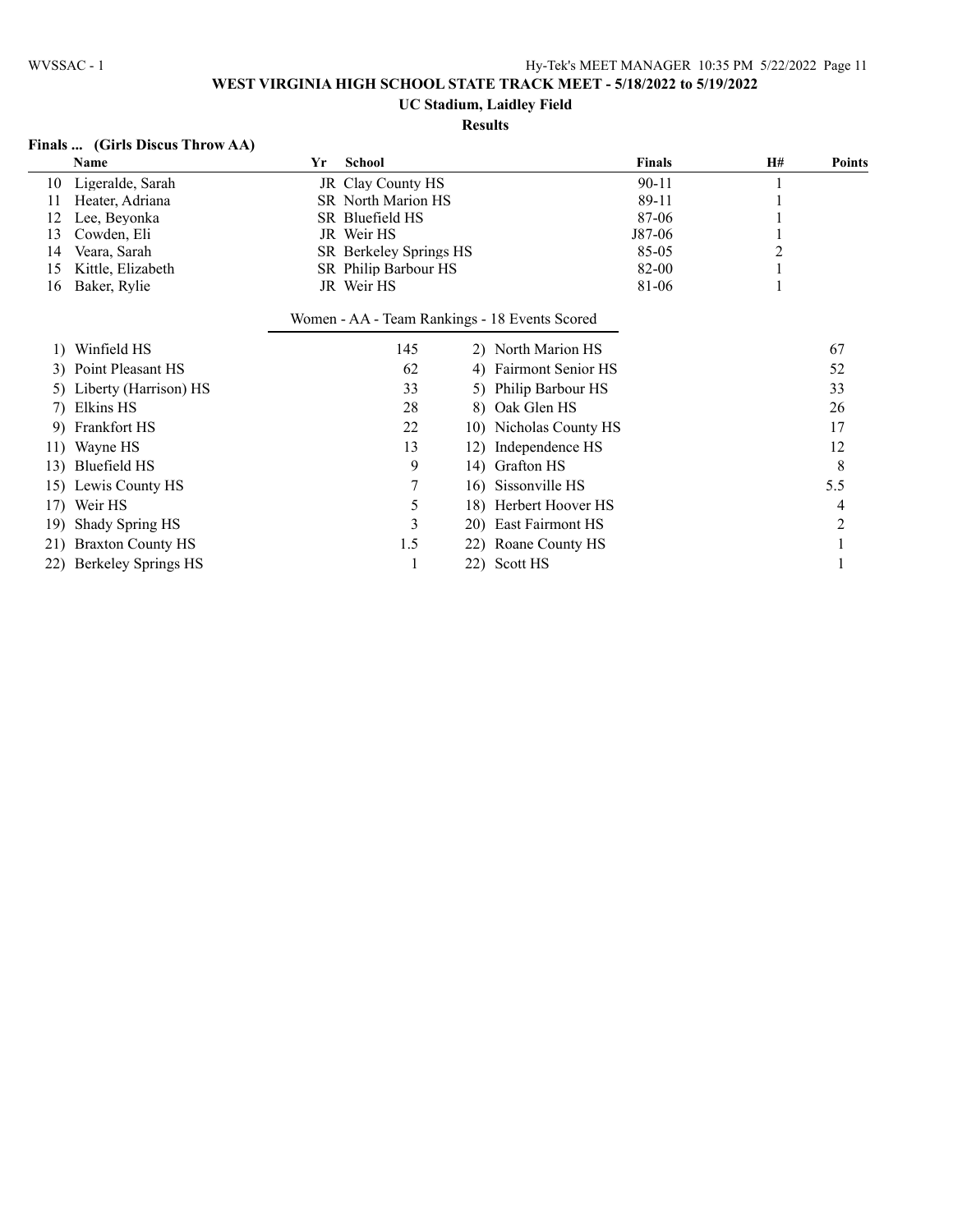# WEST VIRGINIA HIGH SCHOOL STATE TRACK MEET - 5/18/2022 to 5/19/2022

## UC Stadium, Laidley Field

### Results

**Finals ... (Girls Discus Throw AA)**

| | Name | Yr | School | Finals | H# | Points |
|---|---|---|---|---|---|---|
| 10 | Ligeralde, Sarah | JR | Clay County HS | 90-11 | 1 | |
| 11 | Heater, Adriana | SR | North Marion HS | 89-11 | 1 | |
| 12 | Lee, Beyonka | SR | Bluefield HS | 87-06 | 1 | |
| 13 | Cowden, Eli | JR | Weir HS | J87-06 | 1 | |
| 14 | Veara, Sarah | SR | Berkeley Springs HS | 85-05 | 2 | |
| 15 | Kittle, Elizabeth | SR | Philip Barbour HS | 82-00 | 1 | |
| 16 | Baker, Rylie | JR | Weir HS | 81-06 | 1 | |

**Women - AA - Team Rankings - 18 Events Scored**

| | | | | | |
|---|---|---|---|---|---|
| 1) | Winfield HS | 145 | 2) | North Marion HS | 67 |
| 3) | Point Pleasant HS | 62 | 4) | Fairmont Senior HS | 52 |
| 5) | Liberty (Harrison) HS | 33 | 5) | Philip Barbour HS | 33 |
| 7) | Elkins HS | 28 | 8) | Oak Glen HS | 26 |
| 9) | Frankfort HS | 22 | 10) | Nicholas County HS | 17 |
| 11) | Wayne HS | 13 | 12) | Independence HS | 12 |
| 13) | Bluefield HS | 9 | 14) | Grafton HS | 8 |
| 15) | Lewis County HS | 7 | 16) | Sissonville HS | 5.5 |
| 17) | Weir HS | 5 | 18) | Herbert Hoover HS | 4 |
| 19) | Shady Spring HS | 3 | 20) | East Fairmont HS | 2 |
| 21) | Braxton County HS | 1.5 | 22) | Roane County HS | 1 |
| 22) | Berkeley Springs HS | 1 | 22) | Scott HS | 1 |